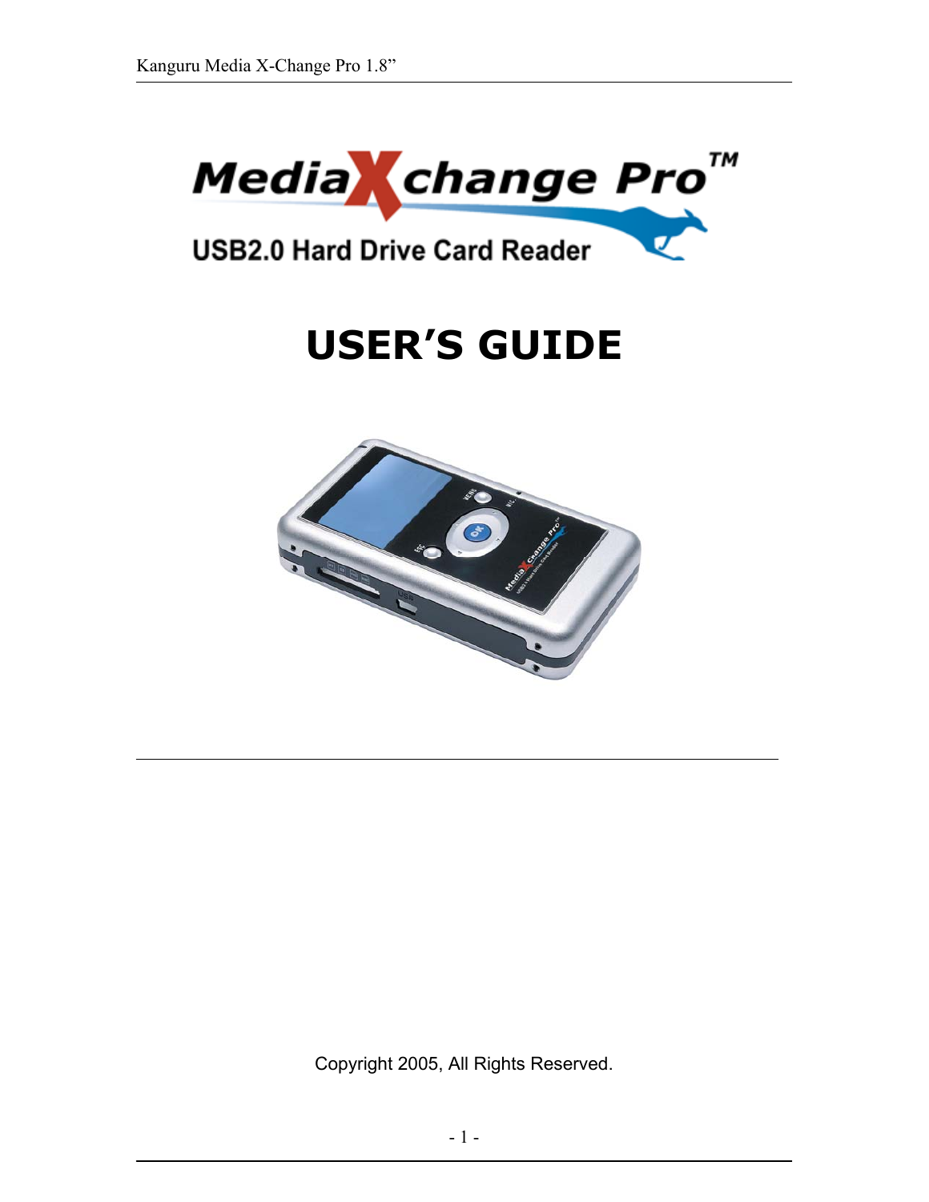# MediaXchange Pro™

USB2.0 Hard Drive Card Reader

# USER'S GUIDE

Copyright 2005, All Rights Reserved.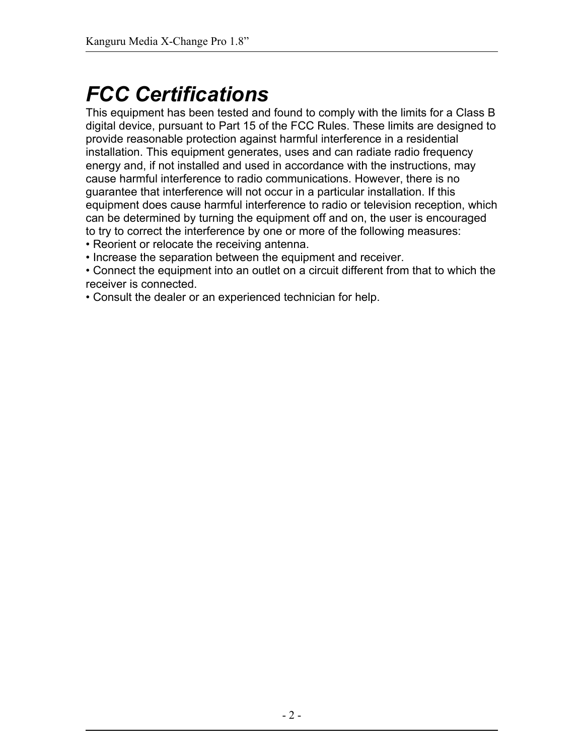# *FCC Certifications*

This equipment has been tested and found to comply with the limits for a Class B digital device, pursuant to Part 15 of the FCC Rules. These limits are designed to provide reasonable protection against harmful interference in a residential installation. This equipment generates, uses and can radiate radio frequency energy and, if not installed and used in accordance with the instructions, may cause harmful interference to radio communications. However, there is no guarantee that interference will not occur in a particular installation. If this equipment does cause harmful interference to radio or television reception, which can be determined by turning the equipment off and on, the user is encouraged to try to correct the interference by one or more of the following measures:

- Reorient or relocate the receiving antenna.
- Increase the separation between the equipment and receiver.
- Connect the equipment into an outlet on a circuit different from that to which the receiver is connected.
- Consult the dealer or an experienced technician for help.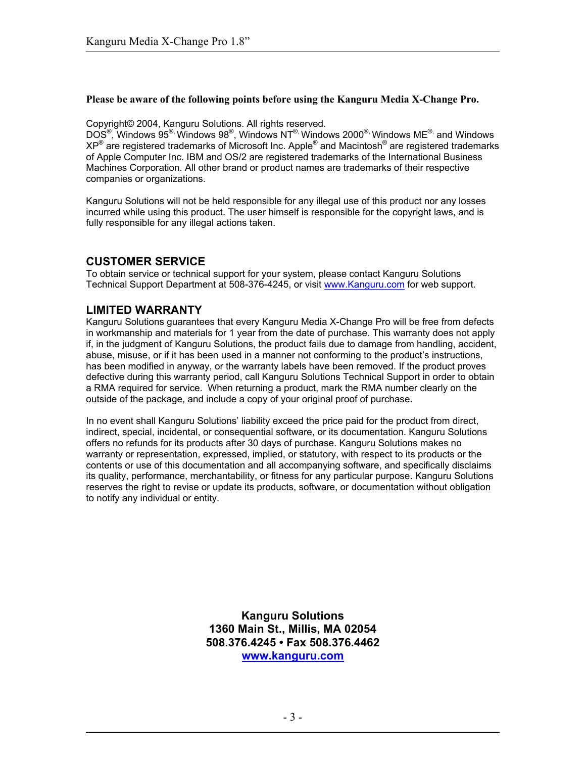**Please be aware of the following points before using the Kanguru Media X-Change Pro.**

Copyright© 2004, Kanguru Solutions. All rights reserved.
DOS®, Windows 95®, Windows 98®, Windows NT®, Windows 2000®, Windows ME®, and Windows XP® are registered trademarks of Microsoft Inc. Apple® and Macintosh® are registered trademarks of Apple Computer Inc. IBM and OS/2 are registered trademarks of the International Business Machines Corporation. All other brand or product names are trademarks of their respective companies or organizations.

Kanguru Solutions will not be held responsible for any illegal use of this product nor any losses incurred while using this product. The user himself is responsible for the copyright laws, and is fully responsible for any illegal actions taken.

## CUSTOMER SERVICE

To obtain service or technical support for your system, please contact Kanguru Solutions Technical Support Department at 508-376-4245, or visit www.Kanguru.com for web support.

## LIMITED WARRANTY

Kanguru Solutions guarantees that every Kanguru Media X-Change Pro will be free from defects in workmanship and materials for 1 year from the date of purchase. This warranty does not apply if, in the judgment of Kanguru Solutions, the product fails due to damage from handling, accident, abuse, misuse, or if it has been used in a manner not conforming to the product's instructions, has been modified in anyway, or the warranty labels have been removed. If the product proves defective during this warranty period, call Kanguru Solutions Technical Support in order to obtain a RMA required for service. When returning a product, mark the RMA number clearly on the outside of the package, and include a copy of your original proof of purchase.

In no event shall Kanguru Solutions' liability exceed the price paid for the product from direct, indirect, special, incidental, or consequential software, or its documentation. Kanguru Solutions offers no refunds for its products after 30 days of purchase. Kanguru Solutions makes no warranty or representation, expressed, implied, or statutory, with respect to its products or the contents or use of this documentation and all accompanying software, and specifically disclaims its quality, performance, merchantability, or fitness for any particular purpose. Kanguru Solutions reserves the right to revise or update its products, software, or documentation without obligation to notify any individual or entity.

**Kanguru Solutions**
**1360 Main St., Millis, MA 02054**
**508.376.4245 • Fax 508.376.4462**
**www.kanguru.com**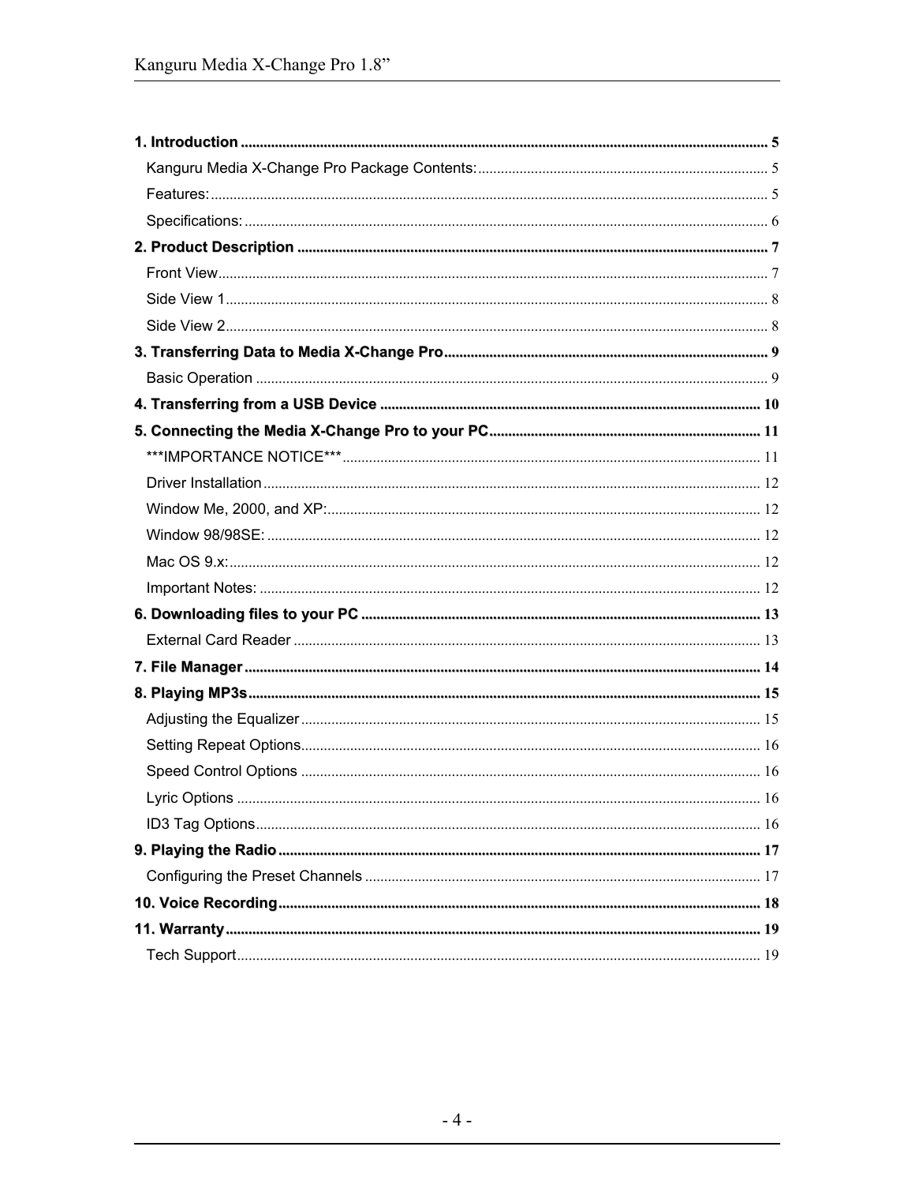1. Introduction .......... 5
   - Kanguru Media X-Change Pro Package Contents: .......... 5
   - Features: .......... 5
   - Specifications: .......... 6

2. Product Description .......... 7
   - Front View .......... 7
   - Side View 1 .......... 8
   - Side View 2 .......... 8

3. Transferring Data to Media X-Change Pro .......... 9
   - Basic Operation .......... 9

4. Transferring from a USB Device .......... 10

5. Connecting the Media X-Change Pro to your PC .......... 11
   - ***IMPORTANCE NOTICE*** .......... 11
   - Driver Installation .......... 12
   - Window Me, 2000, and XP: .......... 12
   - Window 98/98SE: .......... 12
   - Mac OS 9.x: .......... 12
   - Important Notes: .......... 12

6. Downloading files to your PC .......... 13
   - External Card Reader .......... 13

7. File Manager .......... 14

8. Playing MP3s .......... 15
   - Adjusting the Equalizer .......... 15
   - Setting Repeat Options .......... 16
   - Speed Control Options .......... 16
   - Lyric Options .......... 16
   - ID3 Tag Options .......... 16

9. Playing the Radio .......... 17
   - Configuring the Preset Channels .......... 17

10. Voice Recording .......... 18

11. Warranty .......... 19
   - Tech Support .......... 19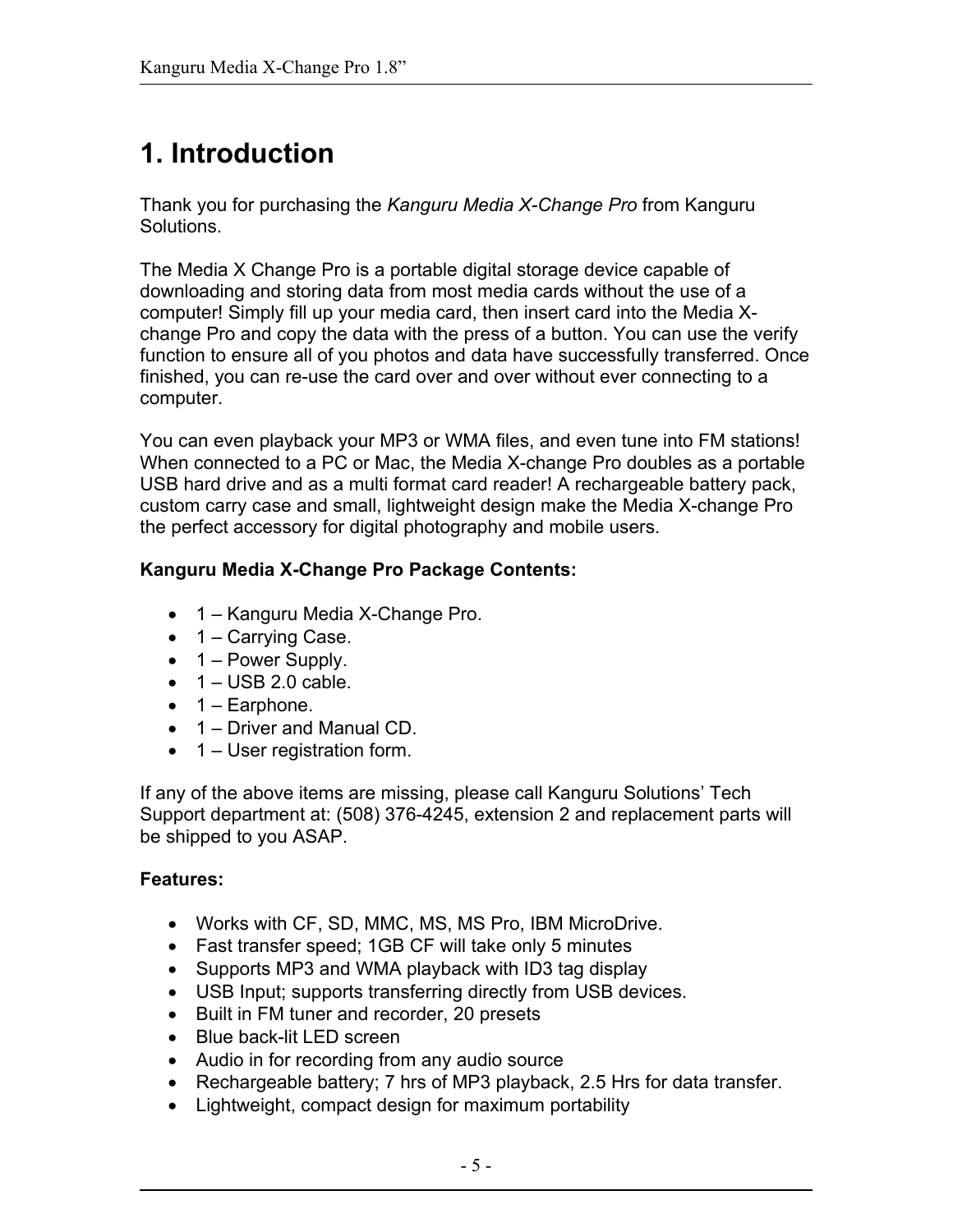# 1. Introduction

Thank you for purchasing the *Kanguru Media X-Change Pro* from Kanguru Solutions.

The Media X Change Pro is a portable digital storage device capable of downloading and storing data from most media cards without the use of a computer! Simply fill up your media card, then insert card into the Media X-change Pro and copy the data with the press of a button. You can use the verify function to ensure all of you photos and data have successfully transferred. Once finished, you can re-use the card over and over without ever connecting to a computer.

You can even playback your MP3 or WMA files, and even tune into FM stations! When connected to a PC or Mac, the Media X-change Pro doubles as a portable USB hard drive and as a multi format card reader! A rechargeable battery pack, custom carry case and small, lightweight design make the Media X-change Pro the perfect accessory for digital photography and mobile users.

**Kanguru Media X-Change Pro Package Contents:**

- 1 – Kanguru Media X-Change Pro.
- 1 – Carrying Case.
- 1 – Power Supply.
- 1 – USB 2.0 cable.
- 1 – Earphone.
- 1 – Driver and Manual CD.
- 1 – User registration form.

If any of the above items are missing, please call Kanguru Solutions' Tech Support department at: (508) 376-4245, extension 2 and replacement parts will be shipped to you ASAP.

**Features:**

- Works with CF, SD, MMC, MS, MS Pro, IBM MicroDrive.
- Fast transfer speed; 1GB CF will take only 5 minutes
- Supports MP3 and WMA playback with ID3 tag display
- USB Input; supports transferring directly from USB devices.
- Built in FM tuner and recorder, 20 presets
- Blue back-lit LED screen
- Audio in for recording from any audio source
- Rechargeable battery; 7 hrs of MP3 playback, 2.5 Hrs for data transfer.
- Lightweight, compact design for maximum portability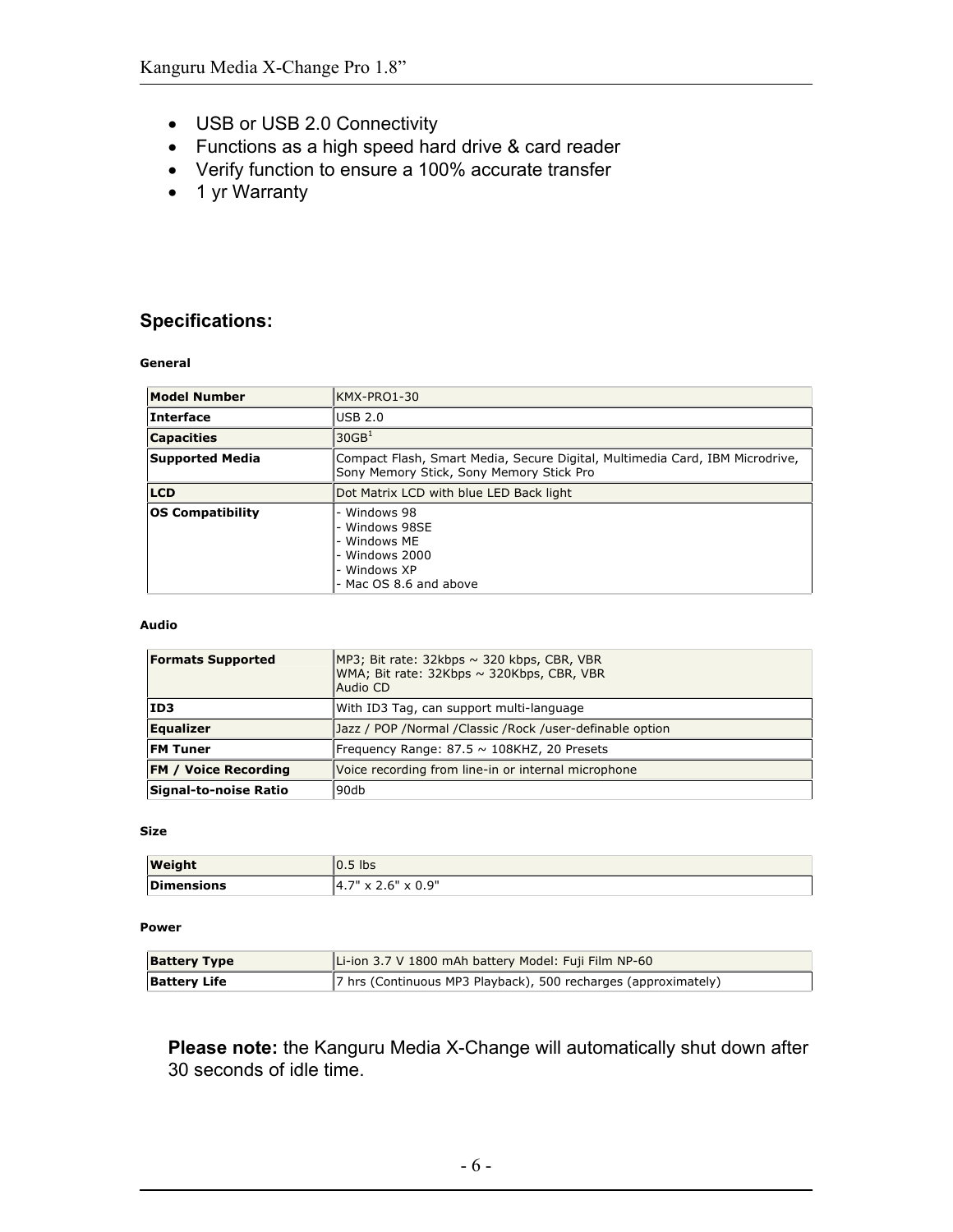- USB or USB 2.0 Connectivity
- Functions as a high speed hard drive & card reader
- Verify function to ensure a 100% accurate transfer
- 1 yr Warranty

## Specifications:

**General**

| | |
|---|---|
| **Model Number** | KMX-PRO1-30 |
| **Interface** | USB 2.0 |
| **Capacities** | 30GB[1] |
| **Supported Media** | Compact Flash, Smart Media, Secure Digital, Multimedia Card, IBM Microdrive, Sony Memory Stick, Sony Memory Stick Pro |
| **LCD** | Dot Matrix LCD with blue LED Back light |
| **OS Compatibility** | - Windows 98<br>- Windows 98SE<br>- Windows ME<br>- Windows 2000<br>- Windows XP<br>- Mac OS 8.6 and above |

**Audio**

| | |
|---|---|
| **Formats Supported** | MP3; Bit rate: 32kbps ~ 320 kbps, CBR, VBR<br>WMA; Bit rate: 32Kbps ~ 320Kbps, CBR, VBR<br>Audio CD |
| **ID3** | With ID3 Tag, can support multi-language |
| **Equalizer** | Jazz / POP /Normal /Classic /Rock /user-definable option |
| **FM Tuner** | Frequency Range: 87.5 ~ 108KHZ, 20 Presets |
| **FM / Voice Recording** | Voice recording from line-in or internal microphone |
| **Signal-to-noise Ratio** | 90db |

**Size**

| | |
|---|---|
| **Weight** | 0.5 lbs |
| **Dimensions** | 4.7" x 2.6" x 0.9" |

**Power**

| | |
|---|---|
| **Battery Type** | Li-ion 3.7 V 1800 mAh battery Model: Fuji Film NP-60 |
| **Battery Life** | 7 hrs (Continuous MP3 Playback), 500 recharges (approximately) |

**Please note:** the Kanguru Media X-Change will automatically shut down after 30 seconds of idle time.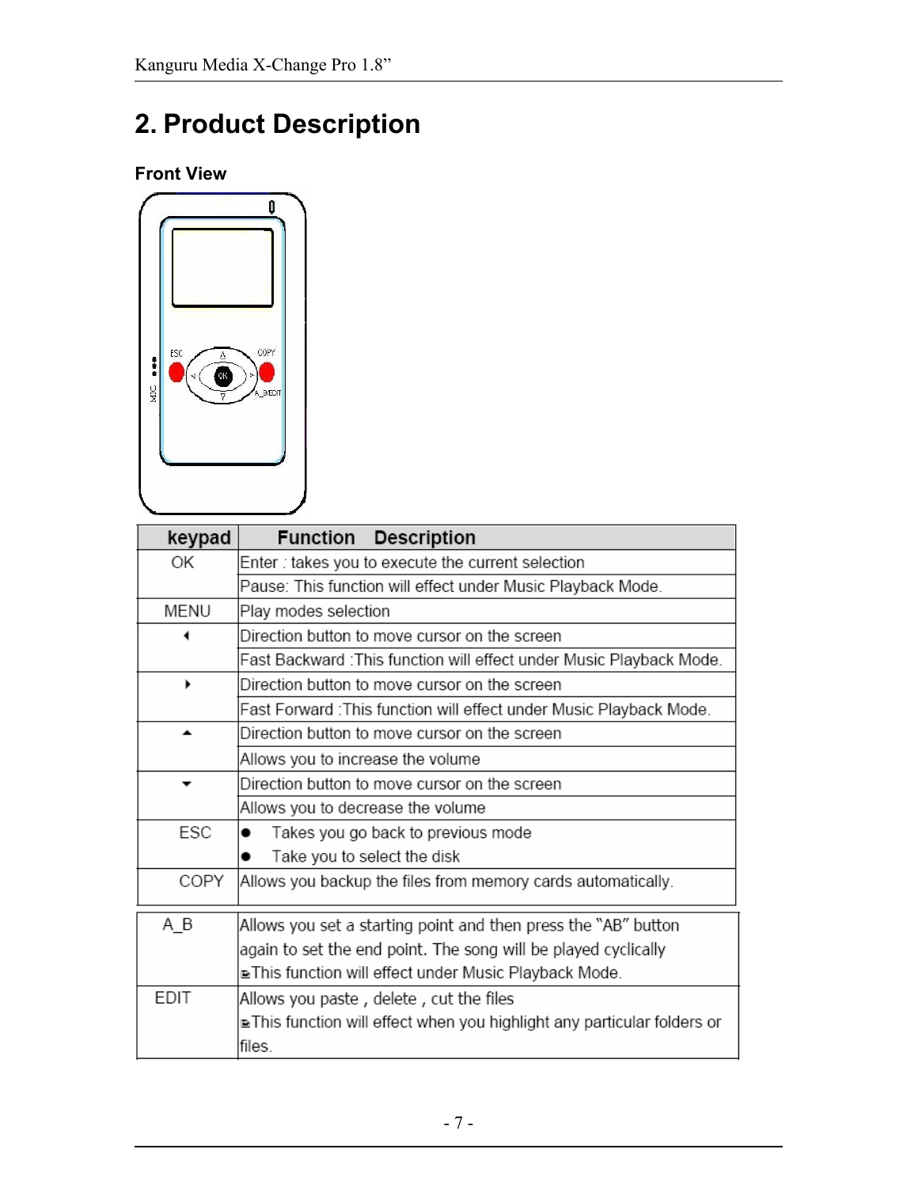# 2. Product Description

### Front View

| keypad | Function Description |
| --- | --- |
| OK | Enter : takes you to execute the current selection |
| | Pause: This function will effect under Music Playback Mode. |
| MENU | Play modes selection |
| ◂ | Direction button to move cursor on the screen |
| | Fast Backward :This function will effect under Music Playback Mode. |
| ▸ | Direction button to move cursor on the screen |
| | Fast Forward :This function will effect under Music Playback Mode. |
| ▴ | Direction button to move cursor on the screen |
| | Allows you to increase the volume |
| ▾ | Direction button to move cursor on the screen |
| | Allows you to decrease the volume |
| ESC | ● Takes you go back to previous mode<br>● Take you to select the disk |
| COPY | Allows you backup the files from memory cards automatically. |
| A_B | Allows you set a starting point and then press the "AB" button again to set the end point. The song will be played cyclically<br>This function will effect under Music Playback Mode. |
| EDIT | Allows you paste , delete , cut the files<br>This function will effect when you highlight any particular folders or files. |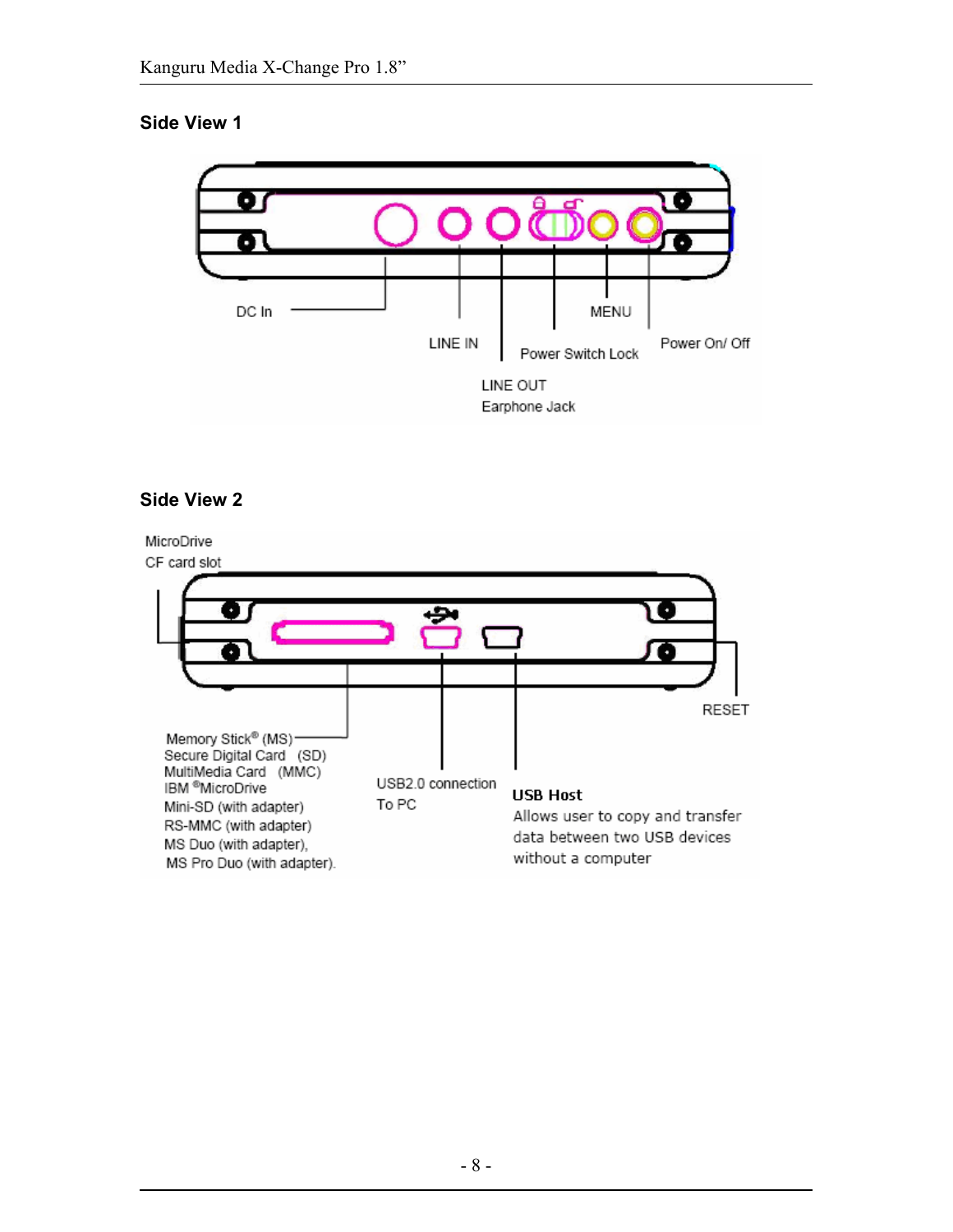## Side View 1

DC In

LINE IN

LINE OUT
Earphone Jack

Power Switch Lock

MENU

Power On/ Off

## Side View 2

MicroDrive
CF card slot

Memory Stick® (MS)
Secure Digital Card (SD)
MultiMedia Card (MMC)
IBM ®MicroDrive
Mini-SD (with adapter)
RS-MMC (with adapter)
MS Duo (with adapter),
MS Pro Duo (with adapter).

USB2.0 connection
To PC

**USB Host**
Allows user to copy and transfer data between two USB devices without a computer

RESET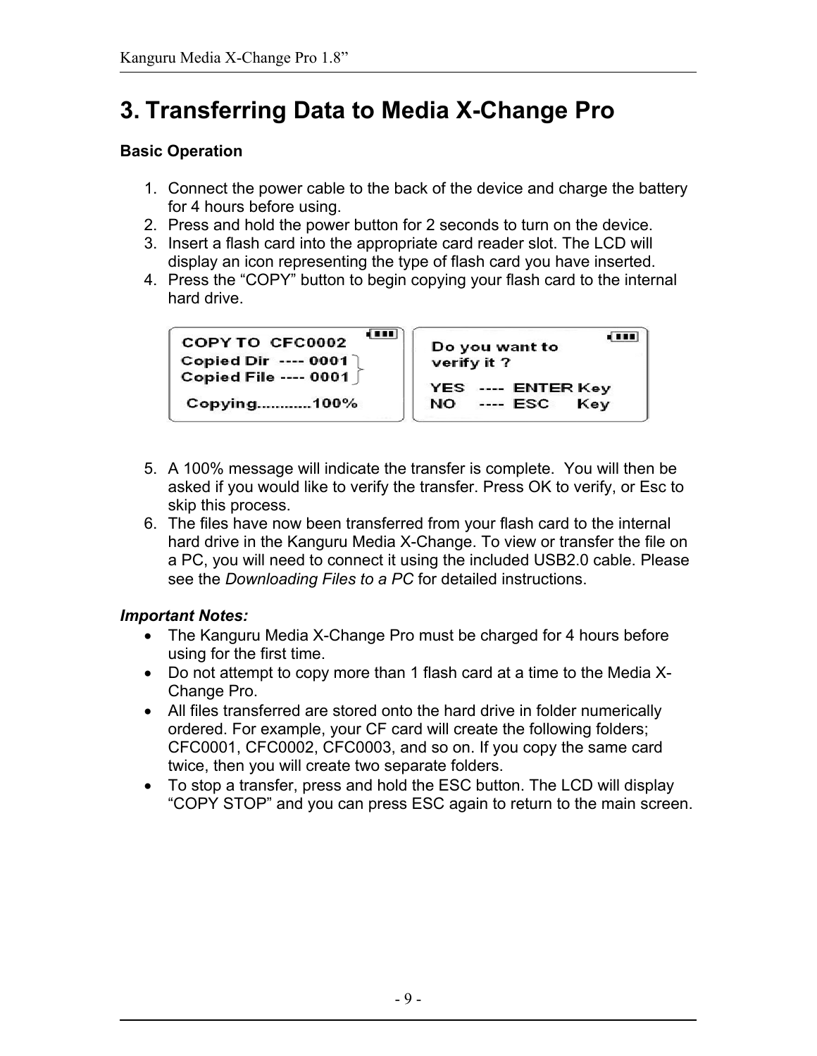# 3. Transferring Data to Media X-Change Pro

**Basic Operation**

1. Connect the power cable to the back of the device and charge the battery for 4 hours before using.
2. Press and hold the power button for 2 seconds to turn on the device.
3. Insert a flash card into the appropriate card reader slot. The LCD will display an icon representing the type of flash card you have inserted.
4. Press the "COPY" button to begin copying your flash card to the internal hard drive.

5. A 100% message will indicate the transfer is complete. You will then be asked if you would like to verify the transfer. Press OK to verify, or Esc to skip this process.
6. The files have now been transferred from your flash card to the internal hard drive in the Kanguru Media X-Change. To view or transfer the file on a PC, you will need to connect it using the included USB2.0 cable. Please see the *Downloading Files to a PC* for detailed instructions.

***Important Notes:***

- The Kanguru Media X-Change Pro must be charged for 4 hours before using for the first time.
- Do not attempt to copy more than 1 flash card at a time to the Media X-Change Pro.
- All files transferred are stored onto the hard drive in folder numerically ordered. For example, your CF card will create the following folders; CFC0001, CFC0002, CFC0003, and so on. If you copy the same card twice, then you will create two separate folders.
- To stop a transfer, press and hold the ESC button. The LCD will display "COPY STOP" and you can press ESC again to return to the main screen.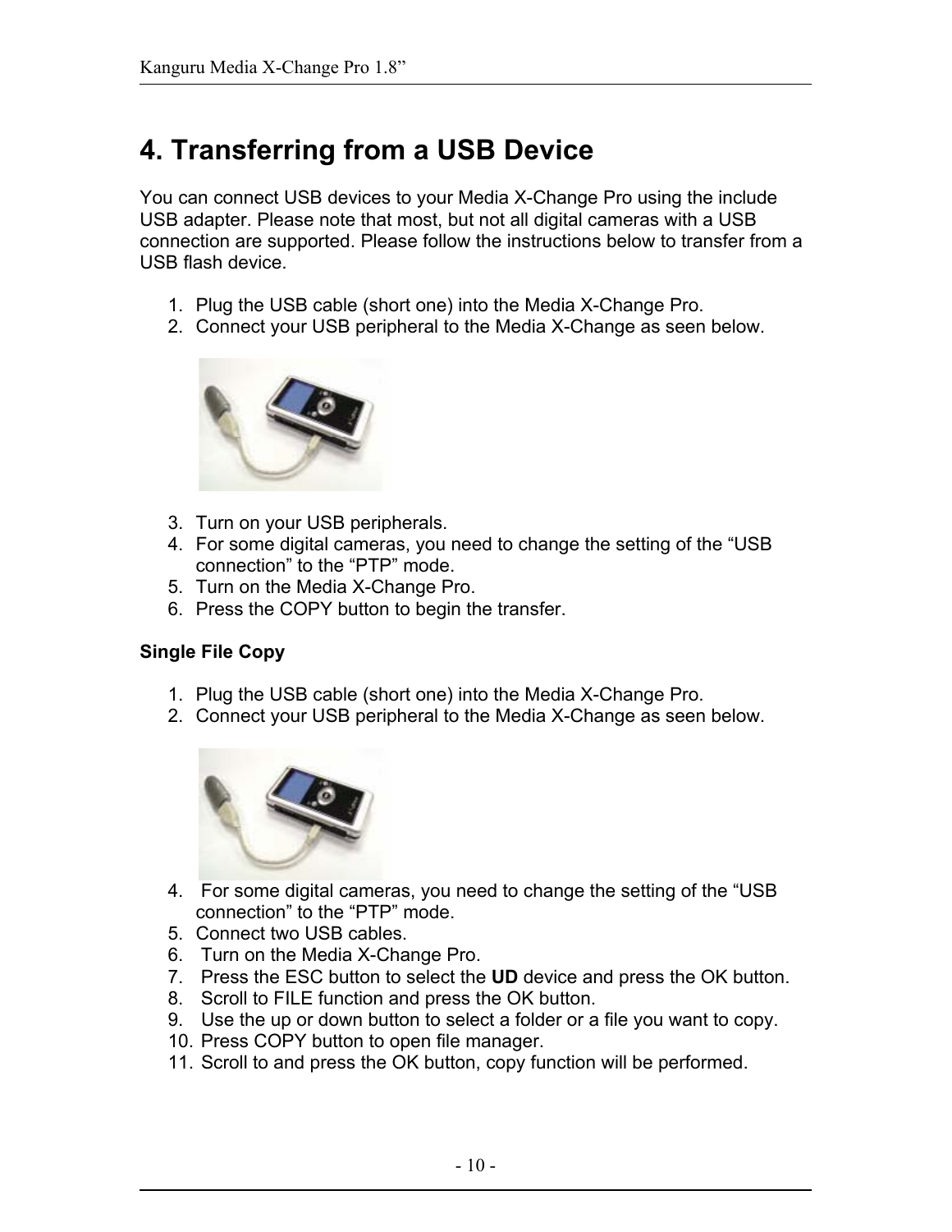# 4. Transferring from a USB Device

You can connect USB devices to your Media X-Change Pro using the include USB adapter. Please note that most, but not all digital cameras with a USB connection are supported. Please follow the instructions below to transfer from a USB flash device.

1. Plug the USB cable (short one) into the Media X-Change Pro.
2. Connect your USB peripheral to the Media X-Change as seen below.
3. Turn on your USB peripherals.
4. For some digital cameras, you need to change the setting of the “USB connection” to the “PTP” mode.
5. Turn on the Media X-Change Pro.
6. Press the COPY button to begin the transfer.

**Single File Copy**

1. Plug the USB cable (short one) into the Media X-Change Pro.
2. Connect your USB peripheral to the Media X-Change as seen below.

4. For some digital cameras, you need to change the setting of the “USB connection” to the “PTP” mode.
5. Connect two USB cables.
6. Turn on the Media X-Change Pro.
7. Press the ESC button to select the **UD** device and press the OK button.
8. Scroll to FILE function and press the OK button.
9. Use the up or down button to select a folder or a file you want to copy.
10. Press COPY button to open file manager.
11. Scroll to and press the OK button, copy function will be performed.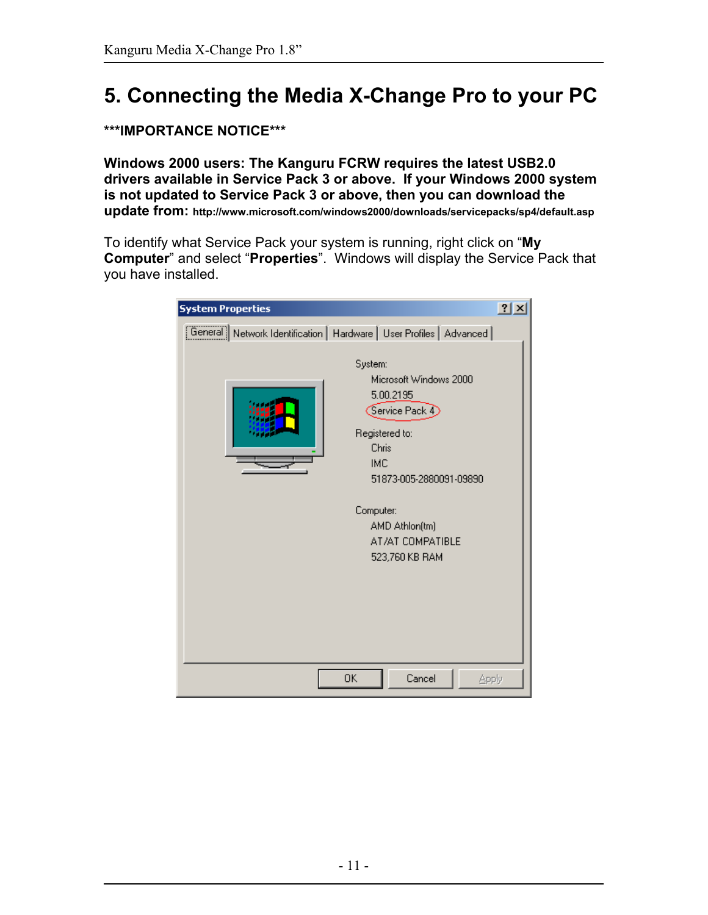# 5. Connecting the Media X-Change Pro to your PC

**\*\*\*IMPORTANCE NOTICE\*\*\***

**Windows 2000 users: The Kanguru FCRW requires the latest USB2.0 drivers available in Service Pack 3 or above. If your Windows 2000 system is not updated to Service Pack 3 or above, then you can download the update from: http://www.microsoft.com/windows2000/downloads/servicepacks/sp4/default.asp**

To identify what Service Pack your system is running, right click on "**My Computer**" and select "**Properties**". Windows will display the Service Pack that you have installed.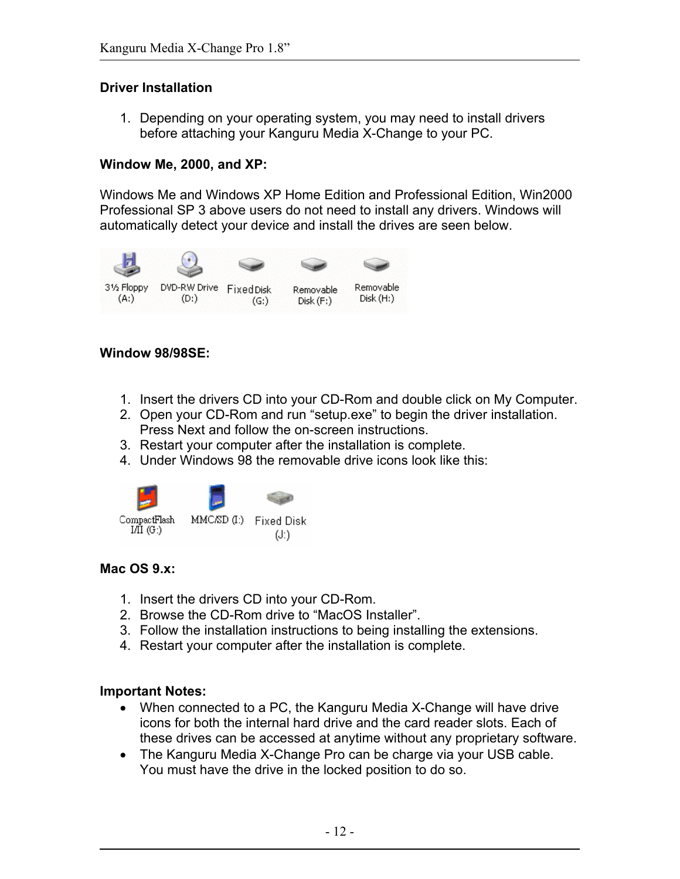## Driver Installation

1. Depending on your operating system, you may need to install drivers before attaching your Kanguru Media X-Change to your PC.

**Window Me, 2000, and XP:**

Windows Me and Windows XP Home Edition and Professional Edition, Win2000 Professional SP 3 above users do not need to install any drivers. Windows will automatically detect your device and install the drives are seen below.

**Window 98/98SE:**

1. Insert the drivers CD into your CD-Rom and double click on My Computer.
2. Open your CD-Rom and run "setup.exe" to begin the driver installation. Press Next and follow the on-screen instructions.
3. Restart your computer after the installation is complete.
4. Under Windows 98 the removable drive icons look like this:

**Mac OS 9.x:**

1. Insert the drivers CD into your CD-Rom.
2. Browse the CD-Rom drive to "MacOS Installer".
3. Follow the installation instructions to being installing the extensions.
4. Restart your computer after the installation is complete.

**Important Notes:**

- When connected to a PC, the Kanguru Media X-Change will have drive icons for both the internal hard drive and the card reader slots. Each of these drives can be accessed at anytime without any proprietary software.
- The Kanguru Media X-Change Pro can be charge via your USB cable. You must have the drive in the locked position to do so.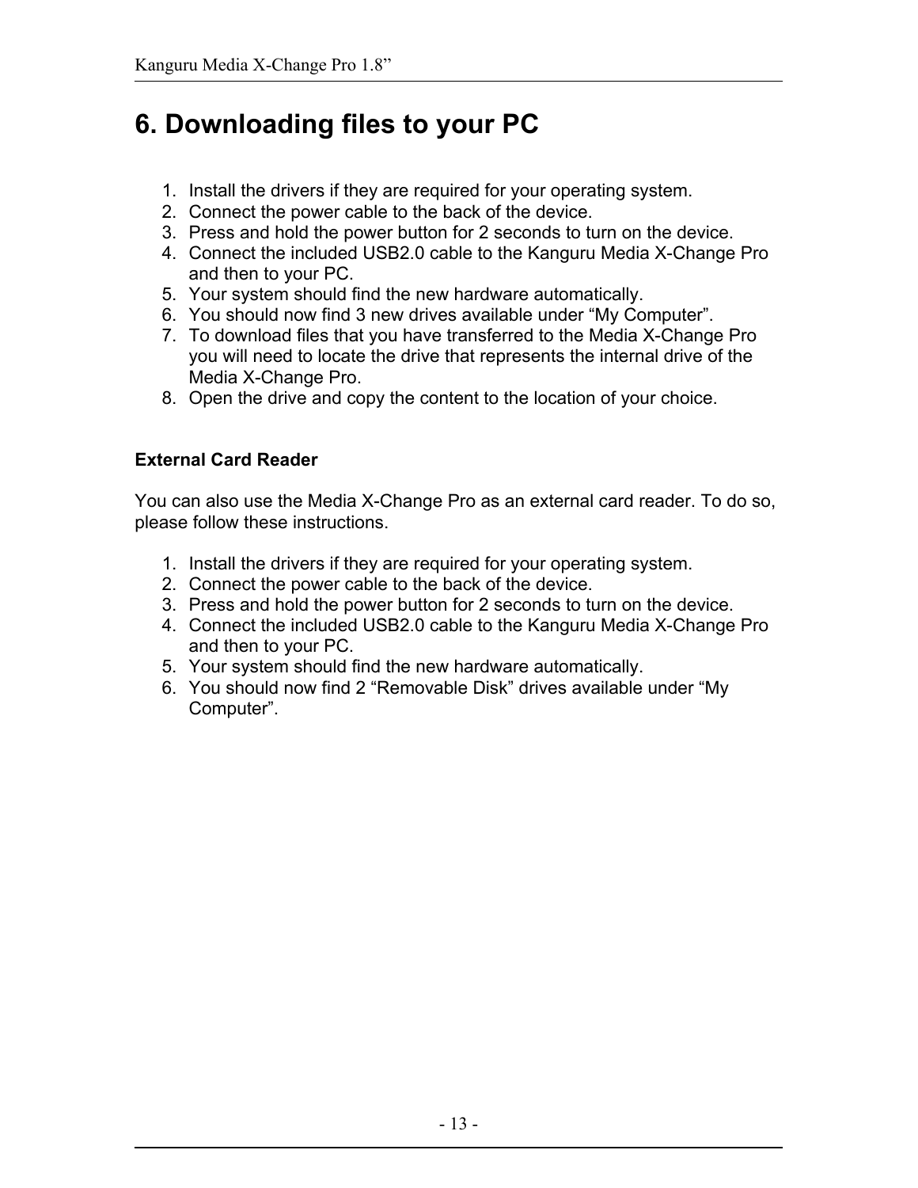# 6. Downloading files to your PC

1. Install the drivers if they are required for your operating system.
2. Connect the power cable to the back of the device.
3. Press and hold the power button for 2 seconds to turn on the device.
4. Connect the included USB2.0 cable to the Kanguru Media X-Change Pro and then to your PC.
5. Your system should find the new hardware automatically.
6. You should now find 3 new drives available under “My Computer”.
7. To download files that you have transferred to the Media X-Change Pro you will need to locate the drive that represents the internal drive of the Media X-Change Pro.
8. Open the drive and copy the content to the location of your choice.

### External Card Reader

You can also use the Media X-Change Pro as an external card reader. To do so, please follow these instructions.

1. Install the drivers if they are required for your operating system.
2. Connect the power cable to the back of the device.
3. Press and hold the power button for 2 seconds to turn on the device.
4. Connect the included USB2.0 cable to the Kanguru Media X-Change Pro and then to your PC.
5. Your system should find the new hardware automatically.
6. You should now find 2 “Removable Disk” drives available under “My Computer”.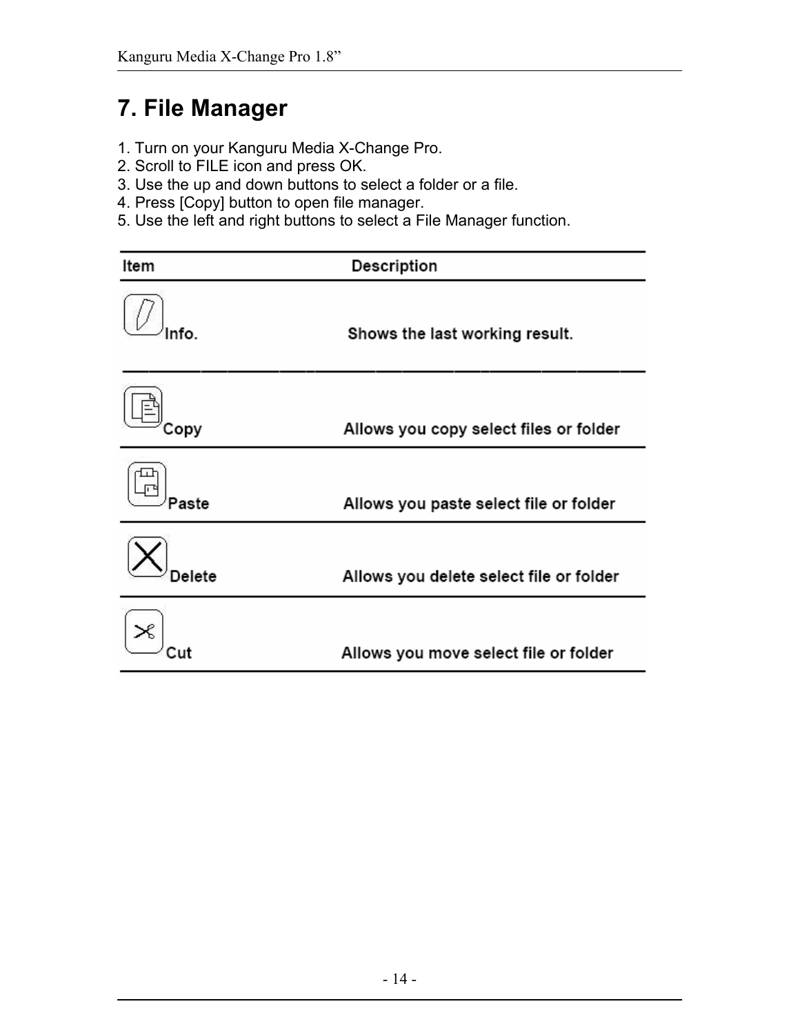# 7. File Manager

1. Turn on your Kanguru Media X-Change Pro.
2. Scroll to FILE icon and press OK.
3. Use the up and down buttons to select a folder or a file.
4. Press [Copy] button to open file manager.
5. Use the left and right buttons to select a File Manager function.

| Item | Description |
| --- | --- |
| Info. | Shows the last working result. |
| Copy | Allows you copy select files or folder |
| Paste | Allows you paste select file or folder |
| Delete | Allows you delete select file or folder |
| Cut | Allows you move select file or folder |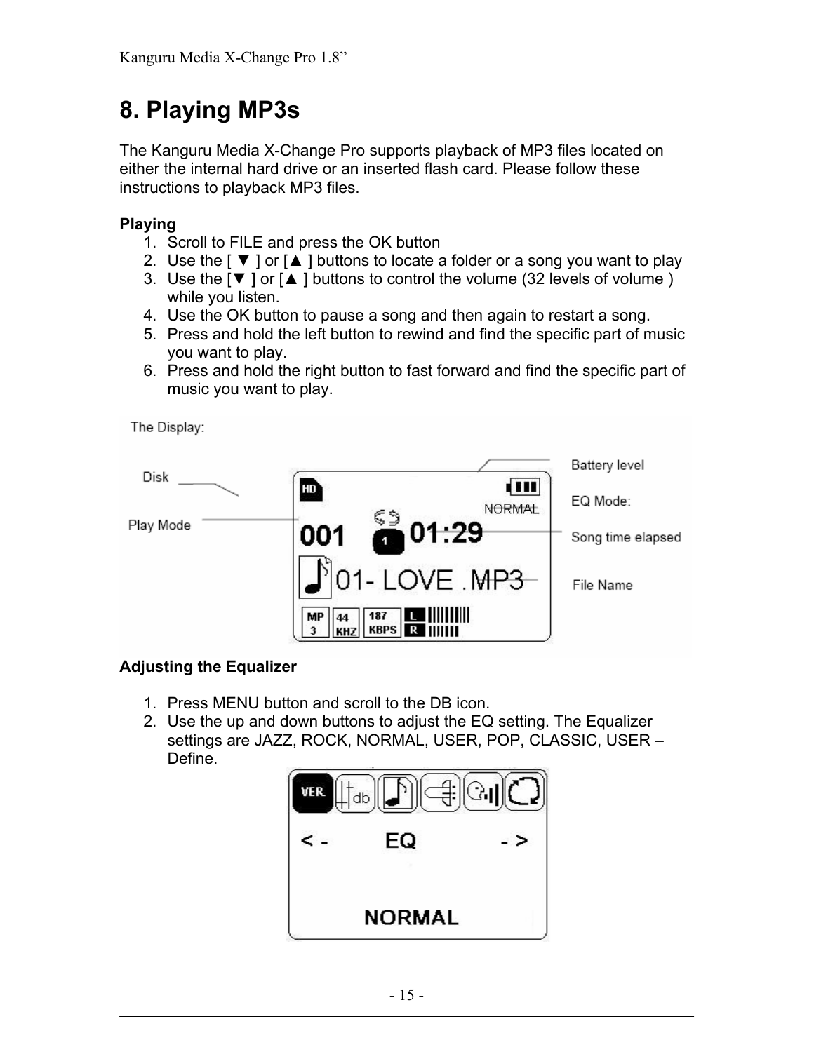# 8. Playing MP3s

The Kanguru Media X-Change Pro supports playback of MP3 files located on either the internal hard drive or an inserted flash card. Please follow these instructions to playback MP3 files.

**Playing**

1. Scroll to FILE and press the OK button
2. Use the [ ▼ ] or [▲ ] buttons to locate a folder or a song you want to play
3. Use the [▼ ] or [▲ ] buttons to control the volume (32 levels of volume ) while you listen.
4. Use the OK button to pause a song and then again to restart a song.
5. Press and hold the left button to rewind and find the specific part of music you want to play.
6. Press and hold the right button to fast forward and find the specific part of music you want to play.

The Display:

Disk — Play Mode — Battery level — EQ Mode: — Song time elapsed — File Name

**Adjusting the Equalizer**

1. Press MENU button and scroll to the DB icon.
2. Use the up and down buttons to adjust the EQ setting. The Equalizer settings are JAZZ, ROCK, NORMAL, USER, POP, CLASSIC, USER – Define.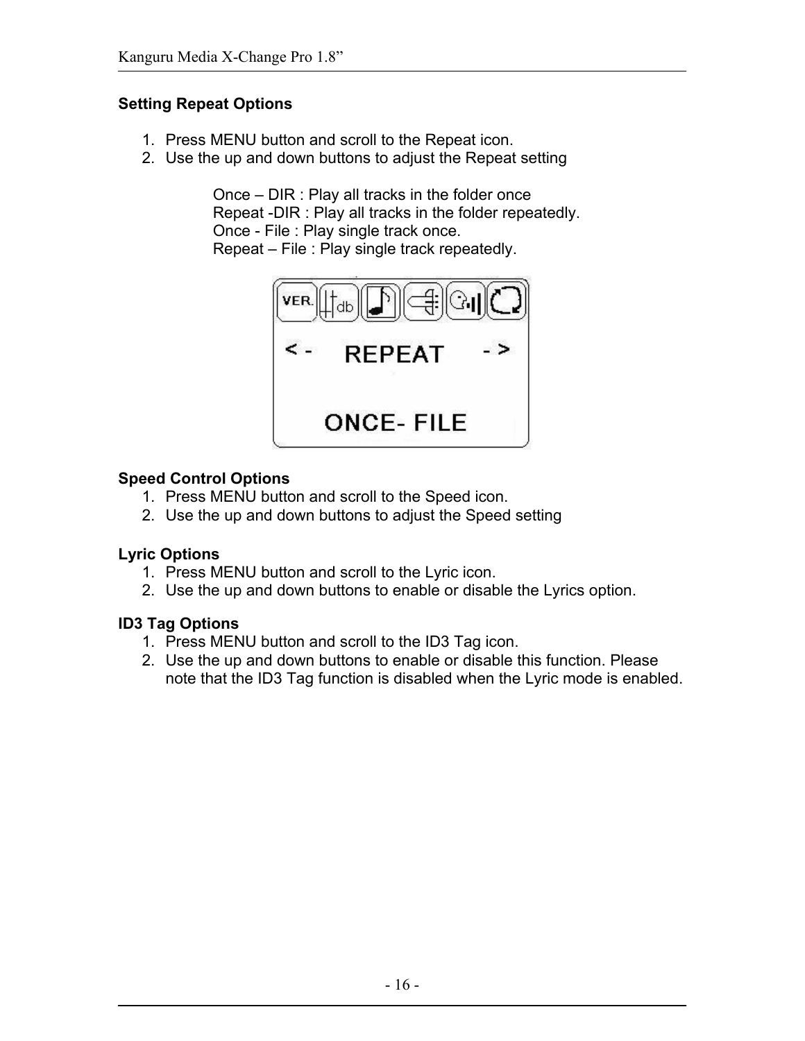## Setting Repeat Options

1. Press MENU button and scroll to the Repeat icon.
2. Use the up and down buttons to adjust the Repeat setting

   Once – DIR : Play all tracks in the folder once
   Repeat -DIR : Play all tracks in the folder repeatedly.
   Once - File : Play single track once.
   Repeat – File : Play single track repeatedly.

## Speed Control Options

1. Press MENU button and scroll to the Speed icon.
2. Use the up and down buttons to adjust the Speed setting

## Lyric Options

1. Press MENU button and scroll to the Lyric icon.
2. Use the up and down buttons to enable or disable the Lyrics option.

## ID3 Tag Options

1. Press MENU button and scroll to the ID3 Tag icon.
2. Use the up and down buttons to enable or disable this function. Please note that the ID3 Tag function is disabled when the Lyric mode is enabled.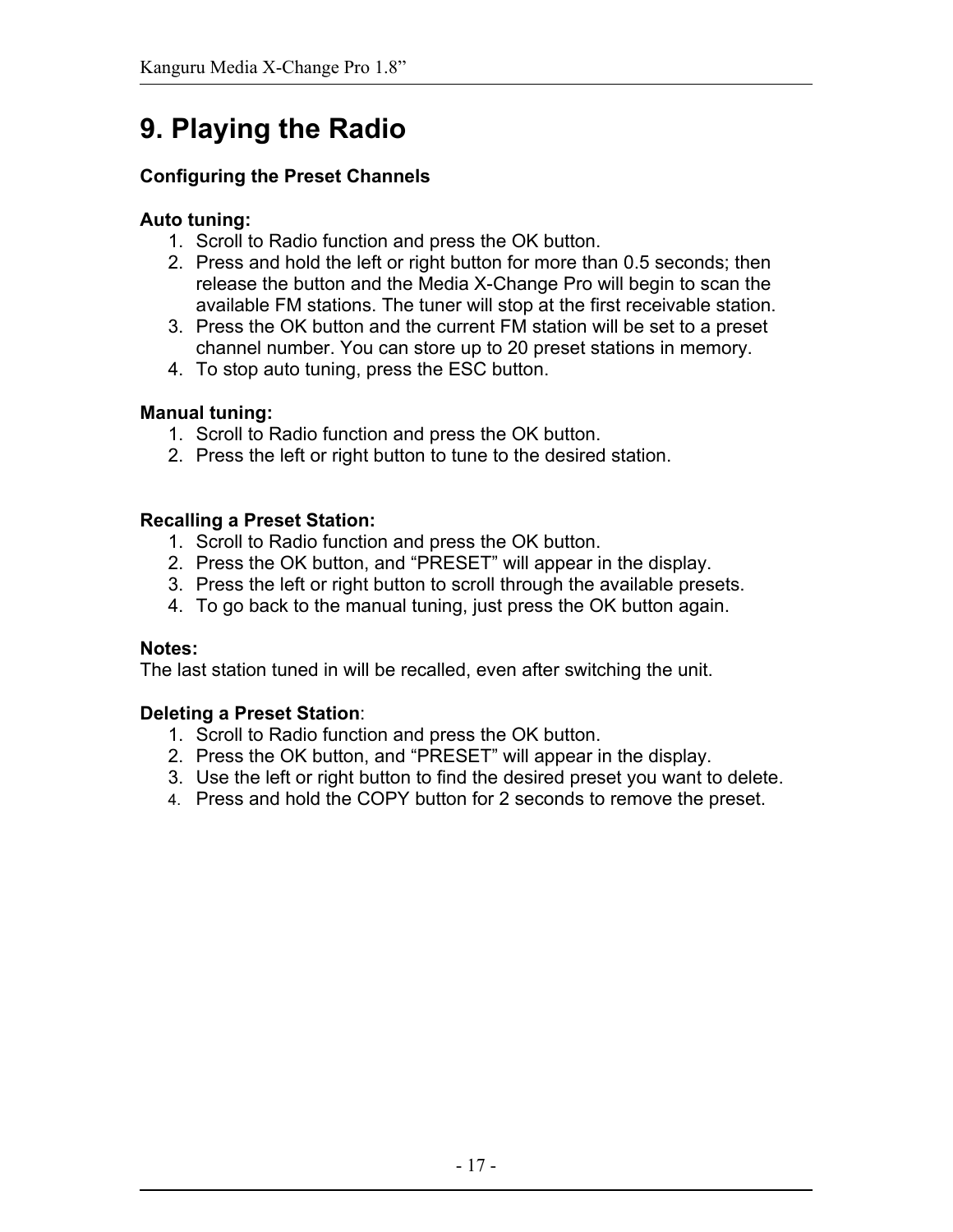# 9. Playing the Radio

**Configuring the Preset Channels**

**Auto tuning:**

1. Scroll to Radio function and press the OK button.
2. Press and hold the left or right button for more than 0.5 seconds; then release the button and the Media X-Change Pro will begin to scan the available FM stations. The tuner will stop at the first receivable station.
3. Press the OK button and the current FM station will be set to a preset channel number. You can store up to 20 preset stations in memory.
4. To stop auto tuning, press the ESC button.

**Manual tuning:**

1. Scroll to Radio function and press the OK button.
2. Press the left or right button to tune to the desired station.

**Recalling a Preset Station:**

1. Scroll to Radio function and press the OK button.
2. Press the OK button, and "PRESET" will appear in the display.
3. Press the left or right button to scroll through the available presets.
4. To go back to the manual tuning, just press the OK button again.

**Notes:**
The last station tuned in will be recalled, even after switching the unit.

**Deleting a Preset Station**:

1. Scroll to Radio function and press the OK button.
2. Press the OK button, and "PRESET" will appear in the display.
3. Use the left or right button to find the desired preset you want to delete.
4. Press and hold the COPY button for 2 seconds to remove the preset.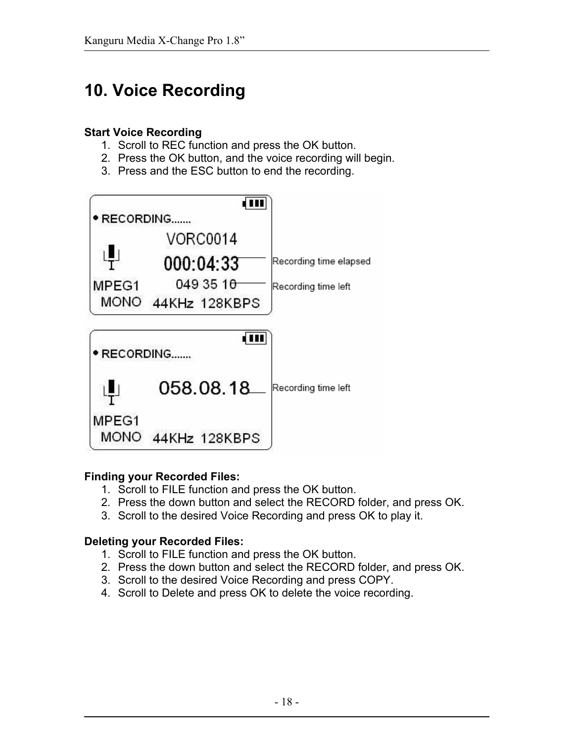# 10. Voice Recording

**Start Voice Recording**

1. Scroll to REC function and press the OK button.
2. Press the OK button, and the voice recording will begin.
3. Press and the ESC button to end the recording.

**Finding your Recorded Files:**

1. Scroll to FILE function and press the OK button.
2. Press the down button and select the RECORD folder, and press OK.
3. Scroll to the desired Voice Recording and press OK to play it.

**Deleting your Recorded Files:**

1. Scroll to FILE function and press the OK button.
2. Press the down button and select the RECORD folder, and press OK.
3. Scroll to the desired Voice Recording and press COPY.
4. Scroll to Delete and press OK to delete the voice recording.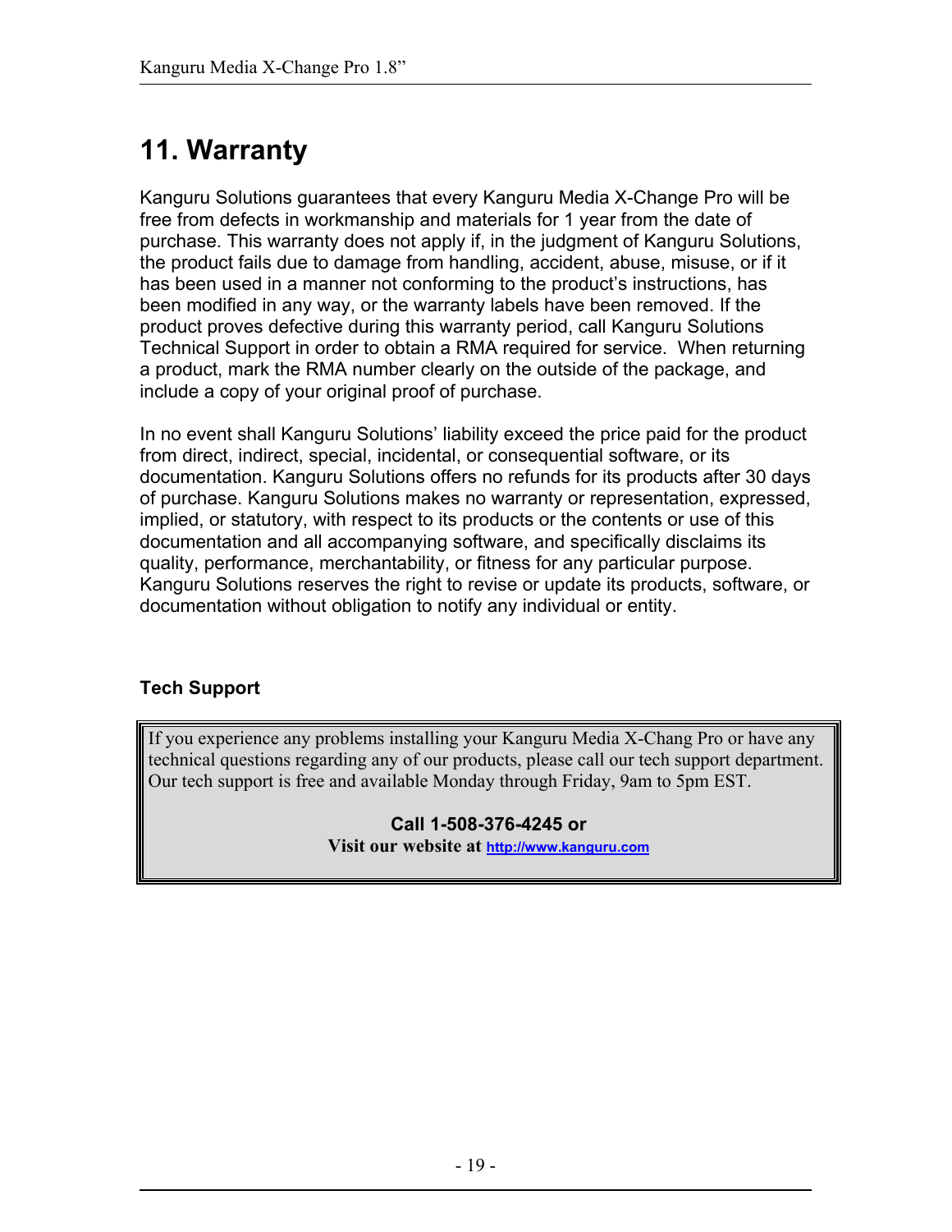# 11. Warranty

Kanguru Solutions guarantees that every Kanguru Media X-Change Pro will be free from defects in workmanship and materials for 1 year from the date of purchase. This warranty does not apply if, in the judgment of Kanguru Solutions, the product fails due to damage from handling, accident, abuse, misuse, or if it has been used in a manner not conforming to the product's instructions, has been modified in any way, or the warranty labels have been removed. If the product proves defective during this warranty period, call Kanguru Solutions Technical Support in order to obtain a RMA required for service. When returning a product, mark the RMA number clearly on the outside of the package, and include a copy of your original proof of purchase.

In no event shall Kanguru Solutions' liability exceed the price paid for the product from direct, indirect, special, incidental, or consequential software, or its documentation. Kanguru Solutions offers no refunds for its products after 30 days of purchase. Kanguru Solutions makes no warranty or representation, expressed, implied, or statutory, with respect to its products or the contents or use of this documentation and all accompanying software, and specifically disclaims its quality, performance, merchantability, or fitness for any particular purpose. Kanguru Solutions reserves the right to revise or update its products, software, or documentation without obligation to notify any individual or entity.

### Tech Support

If you experience any problems installing your Kanguru Media X-Chang Pro or have any technical questions regarding any of our products, please call our tech support department. Our tech support is free and available Monday through Friday, 9am to 5pm EST.

**Call 1-508-376-4245 or**
**Visit our website at** http://www.kanguru.com